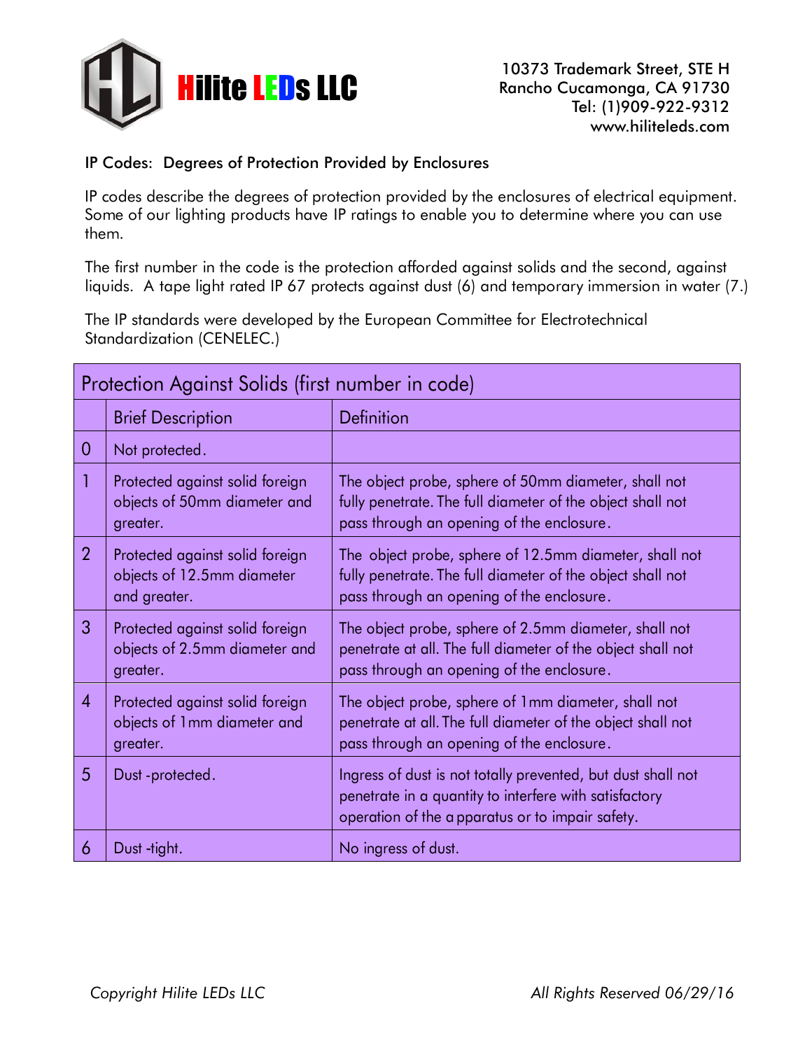# Hilite LEDs LLC

10373 Trademark Street, STE H
Rancho Cucamonga, CA 91730
Tel: (1)909-922-9312
www.hiliteleds.com

## IP Codes: Degrees of Protection Provided by Enclosures

IP codes describe the degrees of protection provided by the enclosures of electrical equipment. Some of our lighting products have IP ratings to enable you to determine where you can use them.

The first number in the code is the protection afforded against solids and the second, against liquids. A tape light rated IP 67 protects against dust (6) and temporary immersion in water (7.)

The IP standards were developed by the European Committee for Electrotechnical Standardization (CENELEC.)

| Protection Against Solids (first number in code) | | |
|---|---|---|
| | Brief Description | Definition |
| 0 | Not protected. | |
| 1 | Protected against solid foreign objects of 50mm diameter and greater. | The object probe, sphere of 50mm diameter, shall not fully penetrate. The full diameter of the object shall not pass through an opening of the enclosure. |
| 2 | Protected against solid foreign objects of 12.5mm diameter and greater. | The object probe, sphere of 12.5mm diameter, shall not fully penetrate. The full diameter of the object shall not pass through an opening of the enclosure. |
| 3 | Protected against solid foreign objects of 2.5mm diameter and greater. | The object probe, sphere of 2.5mm diameter, shall not penetrate at all. The full diameter of the object shall not pass through an opening of the enclosure. |
| 4 | Protected against solid foreign objects of 1mm diameter and greater. | The object probe, sphere of 1mm diameter, shall not penetrate at all. The full diameter of the object shall not pass through an opening of the enclosure. |
| 5 | Dust -protected. | Ingress of dust is not totally prevented, but dust shall not penetrate in a quantity to interfere with satisfactory operation of the apparatus or to impair safety. |
| 6 | Dust -tight. | No ingress of dust. |

*Copyright Hilite LEDs LLC* *All Rights Reserved 06/29/16*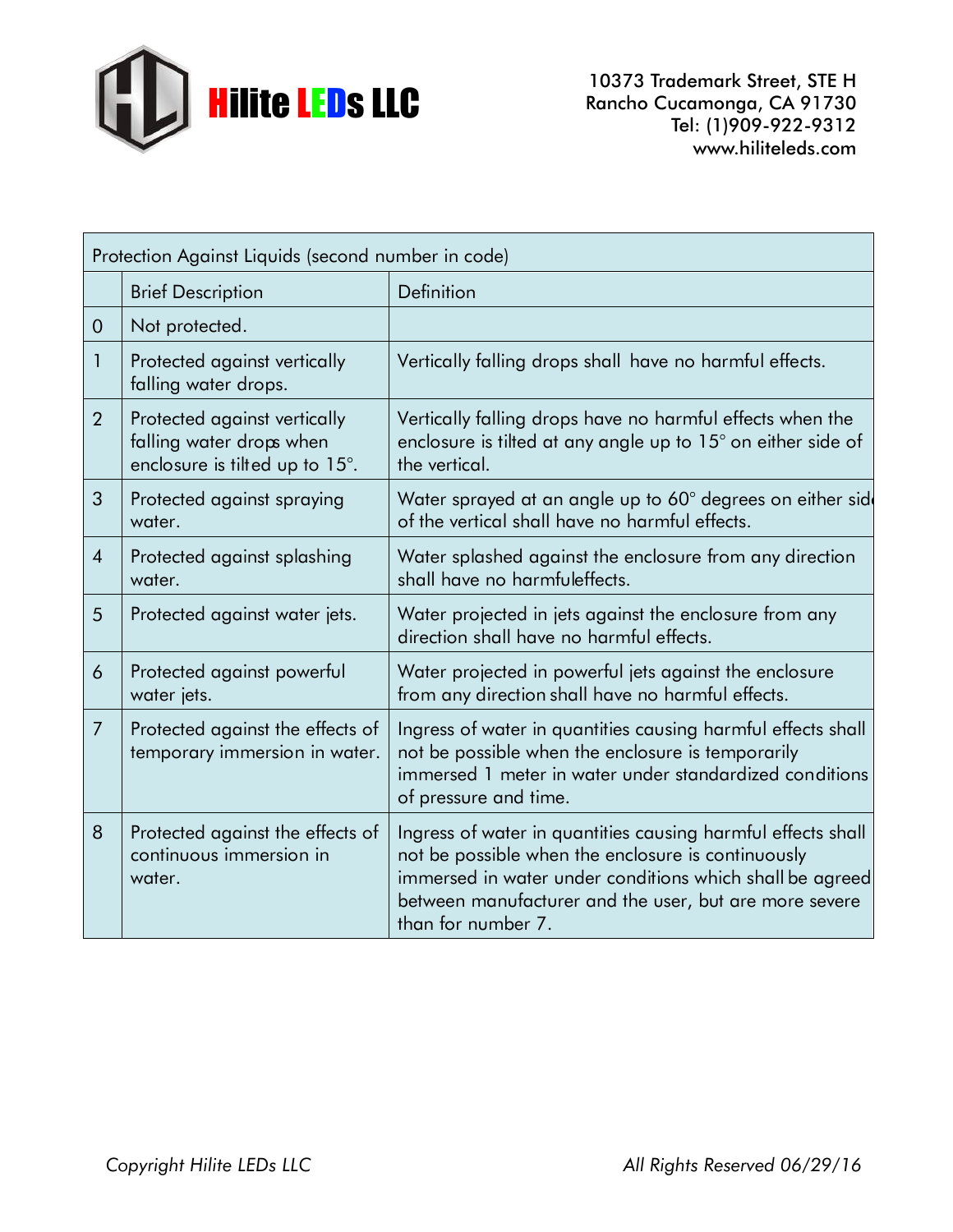| Protection Against Liquids (second number in code) | | |
|---|---|---|
| | Brief Description | Definition |
| 0 | Not protected. | |
| 1 | Protected against vertically falling water drops. | Vertically falling drops shall have no harmful effects. |
| 2 | Protected against vertically falling water drops when enclosure is tilted up to 15°. | Vertically falling drops have no harmful effects when the enclosure is tilted at any angle up to 15° on either side of the vertical. |
| 3 | Protected against spraying water. | Water sprayed at an angle up to 60° degrees on either side of the vertical shall have no harmful effects. |
| 4 | Protected against splashing water. | Water splashed against the enclosure from any direction shall have no harmfuleffects. |
| 5 | Protected against water jets. | Water projected in jets against the enclosure from any direction shall have no harmful effects. |
| 6 | Protected against powerful water jets. | Water projected in powerful jets against the enclosure from any direction shall have no harmful effects. |
| 7 | Protected against the effects of temporary immersion in water. | Ingress of water in quantities causing harmful effects shall not be possible when the enclosure is temporarily immersed 1 meter in water under standardized conditions of pressure and time. |
| 8 | Protected against the effects of continuous immersion in water. | Ingress of water in quantities causing harmful effects shall not be possible when the enclosure is continuously immersed in water under conditions which shall be agreed between manufacturer and the user, but are more severe than for number 7. |